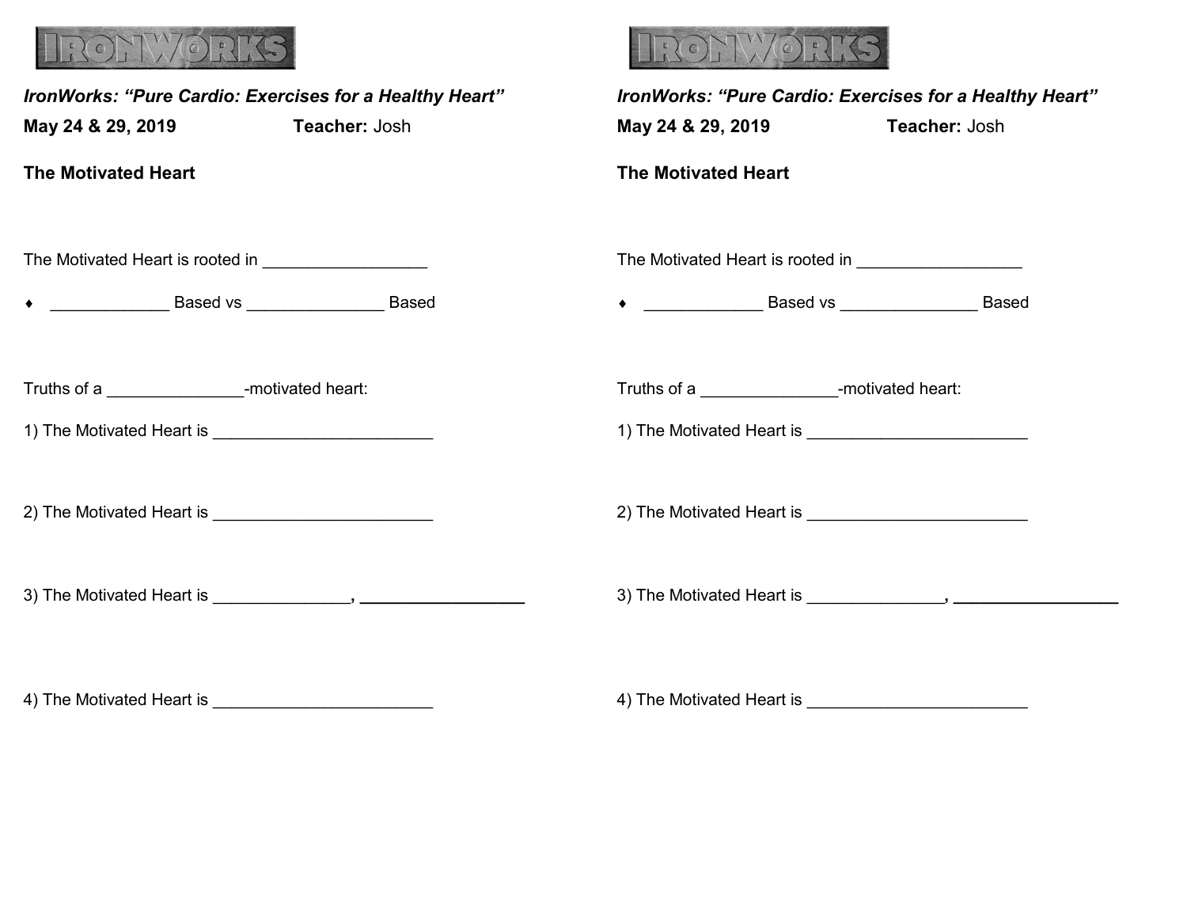IRONWORKS

***IronWorks: "Pure Cardio: Exercises for a Healthy Heart"***

**May 24 & 29, 2019** **Teacher:** Josh

**The Motivated Heart**

The Motivated Heart is rooted in __________________

- _____________ Based vs _______________ Based

Truths of a _______________-motivated heart:

1) The Motivated Heart is ________________________

2) The Motivated Heart is ________________________

3) The Motivated Heart is _______________, __________________

4) The Motivated Heart is ________________________

IRONWORKS

***IronWorks: "Pure Cardio: Exercises for a Healthy Heart"***

**May 24 & 29, 2019** **Teacher:** Josh

**The Motivated Heart**

The Motivated Heart is rooted in __________________

- _____________ Based vs _______________ Based

Truths of a _______________-motivated heart:

1) The Motivated Heart is ________________________

2) The Motivated Heart is ________________________

3) The Motivated Heart is _______________, __________________

4) The Motivated Heart is ________________________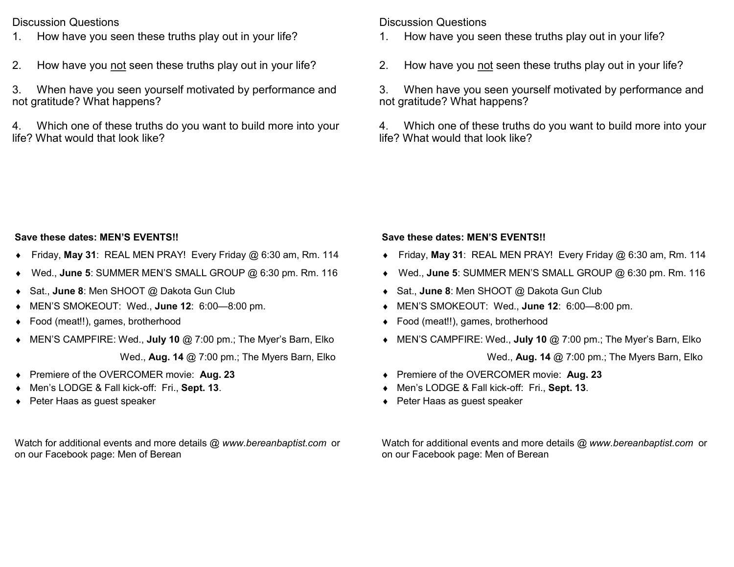Discussion Questions

1. How have you seen these truths play out in your life?

2. How have you not seen these truths play out in your life?

3. When have you seen yourself motivated by performance and not gratitude? What happens?

4. Which one of these truths do you want to build more into your life? What would that look like?

**Save these dates: MEN'S EVENTS!!**

- Friday, **May 31**: REAL MEN PRAY! Every Friday @ 6:30 am, Rm. 114
- Wed., **June 5**: SUMMER MEN'S SMALL GROUP @ 6:30 pm. Rm. 116
- Sat., **June 8**: Men SHOOT @ Dakota Gun Club
- MEN'S SMOKEOUT: Wed., **June 12**: 6:00—8:00 pm.
- Food (meat!!), games, brotherhood
- MEN'S CAMPFIRE: Wed., **July 10** @ 7:00 pm.; The Myer's Barn, Elko

  Wed., **Aug. 14** @ 7:00 pm.; The Myers Barn, Elko
- Premiere of the OVERCOMER movie: **Aug. 23**
- Men's LODGE & Fall kick-off: Fri., **Sept. 13**.
- Peter Haas as guest speaker

Watch for additional events and more details @ *www.bereanbaptist.com* or on our Facebook page: Men of Berean

Discussion Questions

1. How have you seen these truths play out in your life?

2. How have you not seen these truths play out in your life?

3. When have you seen yourself motivated by performance and not gratitude? What happens?

4. Which one of these truths do you want to build more into your life? What would that look like?

**Save these dates: MEN'S EVENTS!!**

- Friday, **May 31**: REAL MEN PRAY! Every Friday @ 6:30 am, Rm. 114
- Wed., **June 5**: SUMMER MEN'S SMALL GROUP @ 6:30 pm. Rm. 116
- Sat., **June 8**: Men SHOOT @ Dakota Gun Club
- MEN'S SMOKEOUT: Wed., **June 12**: 6:00—8:00 pm.
- Food (meat!!), games, brotherhood
- MEN'S CAMPFIRE: Wed., **July 10** @ 7:00 pm.; The Myer's Barn, Elko

  Wed., **Aug. 14** @ 7:00 pm.; The Myers Barn, Elko
- Premiere of the OVERCOMER movie: **Aug. 23**
- Men's LODGE & Fall kick-off: Fri., **Sept. 13**.
- Peter Haas as guest speaker

Watch for additional events and more details @ *www.bereanbaptist.com* or on our Facebook page: Men of Berean